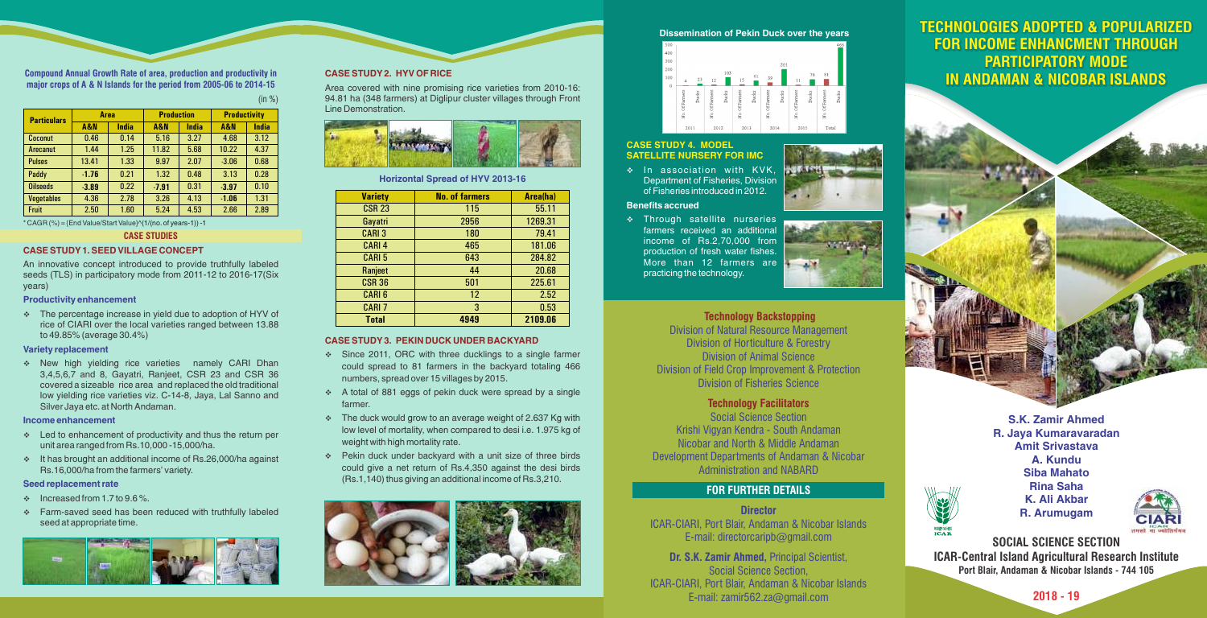# TECHNOLOGIES ADOPTED & POPULARIZED FOR INCOME ENHANCMENT THROUGH PARTICIPATORY MODE IN ANDAMAN & NICOBAR ISLANDS

**S.K. Zamir Ahmed**
**R. Jaya Kumaravaradan**
**Amit Srivastava**
**A. Kundu**
**Siba Mahato**
**Rina Saha**
**K. Ali Akbar**
**R. Arumugam**

**SOCIAL SCIENCE SECTION**
**ICAR-Central Island Agricultural Research Institute**
**Port Blair, Andaman & Nicobar Islands - 744 105**

**2018 - 19**

---

**Compound Annual Growth Rate of area, production and productivity in major crops of A & N Islands for the period from 2005-06 to 2014-15**

(in %)

| Particulars | Area | | Production | | Productivity | |
|---|---|---|---|---|---|---|
| | A&N | India | A&N | India | A&N | India |
| Coconut | 0.46 | 0.14 | 5.16 | 3.27 | 4.68 | 3.12 |
| Arecanut | 1.44 | 1.25 | 11.82 | 5.68 | 10.22 | 4.37 |
| Pulses | 13.41 | 1.33 | 9.97 | 2.07 | -3.06 | 0.68 |
| Paddy | -1.76 | 0.21 | 1.32 | 0.48 | 3.13 | 0.28 |
| Oilseeds | -3.89 | 0.22 | -7.91 | 0.31 | -3.97 | 0.10 |
| Vegetables | 4.36 | 2.78 | 3.26 | 4.13 | -1.06 | 1.31 |
| Fruit | 2.50 | 1.60 | 5.24 | 4.53 | 2.66 | 2.89 |

* CAGR (%) = (End Value/Start Value)^(1/(no. of years-1)) -1

## CASE STUDIES

### CASE STUDY 1. SEED VILLAGE CONCEPT

An innovative concept introduced to provide truthfully labeled seeds (TLS) in participatory mode from 2011-12 to 2016-17(Six years)

#### Productivity enhancement

- The percentage increase in yield due to adoption of HYV of rice of CIARI over the local varieties ranged between 13.88 to 49.85% (average 30.4%)

#### Variety replacement

- New high yielding rice varieties namely CARI Dhan 3,4,5,6,7 and 8, Gayatri, Ranjeet, CSR 23 and CSR 36 covered a sizeable rice area and replaced the old traditional low yielding rice varieties viz. C-14-8, Jaya, Lal Sanno and Silver Jaya etc. at North Andaman.

#### Income enhancement

- Led to enhancement of productivity and thus the return per unit area ranged from Rs.10,000 -15,000/ha.
- It has brought an additional income of Rs.26,000/ha against Rs.16,000/ha from the farmers' variety.

#### Seed replacement rate

- Increased from 1.7 to 9.6 %.
- Farm-saved seed has been reduced with truthfully labeled seed at appropriate time.

### CASE STUDY 2. HYV OF RICE

Area covered with nine promising rice varieties from 2010-16: 94.81 ha (348 farmers) at Diglipur cluster villages through Front Line Demonstration.

**Horizontal Spread of HYV 2013-16**

| Variety | No. of farmers | Area(ha) |
|---|---|---|
| CSR 23 | 115 | 55.11 |
| Gayatri | 2956 | 1269.31 |
| CARI 3 | 180 | 79.41 |
| CARI 4 | 465 | 181.06 |
| CARI 5 | 643 | 284.82 |
| Ranjeet | 44 | 20.68 |
| CSR 36 | 501 | 225.61 |
| CARI 6 | 12 | 2.52 |
| CARI 7 | 3 | 0.53 |
| Total | 4949 | 2109.06 |

### CASE STUDY 3. PEKIN DUCK UNDER BACKYARD

- Since 2011, ORC with three ducklings to a single farmer could spread to 81 farmers in the backyard totaling 466 numbers, spread over 15 villages by 2015.
- A total of 881 eggs of pekin duck were spread by a single farmer.
- The duck would grow to an average weight of 2.637 Kg with low level of mortality, when compared to desi i.e. 1.975 kg of weight with high mortality rate.
- Pekin duck under backyard with a unit size of three birds could give a net return of Rs.4,350 against the desi birds (Rs.1,140) thus giving an additional income of Rs.3,210.

**Dissemination of Pekin Duck over the years**

| Year | No. of Farmers | Ducks |
|---|---|---|
| 2011 | 4 | 23 |
| 2012 | 12 | 103 |
| 2013 | 15 | 61 |
| 2014 | 39 | 201 |
| 2015 | 11 | 78 |
| Total | 81 | 466 |

### CASE STUDY 4. MODEL SATELLITE NURSERY FOR IMC

- In association with KVK, Department of Fisheries, Division of Fisheries introduced in 2012.

#### Benefits accrued

- Through satellite nurseries farmers received an additional income of Rs.2,70,000 from production of fresh water fishes. More than 12 farmers are practicing the technology.

### Technology Backstopping

Division of Natural Resource Management
Division of Horticulture & Forestry
Division of Animal Science
Division of Field Crop Improvement & Protection
Division of Fisheries Science

### Technology Facilitators

Social Science Section
Krishi Vigyan Kendra - South Andaman
Nicobar and North & Middle Andaman
Development Departments of Andaman & Nicobar Administration and NABARD

### FOR FURTHER DETAILS

**Director**
ICAR-CIARI, Port Blair, Andaman & Nicobar Islands
E-mail: directorcaripb@gmail.com

**Dr. S.K. Zamir Ahmed,** Principal Scientist,
Social Science Section,
ICAR-CIARI, Port Blair, Andaman & Nicobar Islands
E-mail: zamir562.za@gmail.com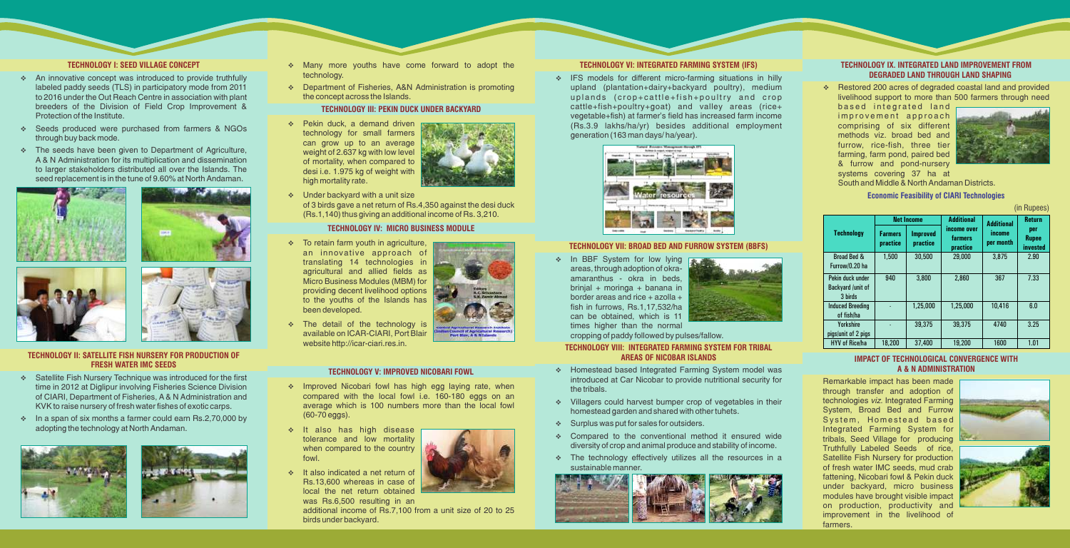### TECHNOLOGY I: SEED VILLAGE CONCEPT

- An innovative concept was introduced to provide truthfully labeled paddy seeds (TLS) in participatory mode from 2011 to 2016 under the Out Reach Centre in association with plant breeders of the Division of Field Crop Improvement & Protection of the Institute.
- Seeds produced were purchased from farmers & NGOs through buy back mode.
- The seeds have been given to Department of Agriculture, A & N Administration for its multiplication and dissemination to larger stakeholders distributed all over the Islands. The seed replacement is in the tune of 9.60% at North Andaman.

### TECHNOLOGY II: SATELLITE FISH NURSERY FOR PRODUCTION OF FRESH WATER IMC SEEDS

- Satellite Fish Nursery Technique was introduced for the first time in 2012 at Diglipur involving Fisheries Science Division of CIARI, Department of Fisheries, A & N Administration and KVK to raise nursery of fresh water fishes of exotic carps.
- In a span of six months a farmer could earn Rs.2,70,000 by adopting the technology at North Andaman.
- Many more youths have come forward to adopt the technology.
- Department of Fisheries, A&N Administration is promoting the concept across the Islands.

### TECHNOLOGY III: PEKIN DUCK UNDER BACKYARD

- Pekin duck, a demand driven technology for small farmers can grow up to an average weight of 2.637 kg with low level of mortality, when compared to desi i.e. 1.975 kg of weight with high mortality rate.
- Under backyard with a unit size of 3 birds gave a net return of Rs.4,350 against the desi duck (Rs.1,140) thus giving an additional income of Rs. 3,210.

### TECHNOLOGY IV: MICRO BUSINESS MODULE

- To retain farm youth in agriculture, an innovative approach of translating 14 technologies in agricultural and allied fields as Micro Business Modules (MBM) for providing decent livelihood options to the youths of the Islands has been developed.
- The detail of the technology is available on ICAR-CIARI, Port Blair website http://icar-ciari.res.in.

### TECHNOLOGY V: IMPROVED NICOBARI FOWL

- Improved Nicobari fowl has high egg laying rate, when compared with the local fowl i.e. 160-180 eggs on an average which is 100 numbers more than the local fowl (60-70 eggs).
- It also has high disease tolerance and low mortality when compared to the country fowl.
- It also indicated a net return of Rs.13,600 whereas in case of local the net return obtained was Rs.6,500 resulting in an additional income of Rs.7,100 from a unit size of 20 to 25 birds under backyard.

### TECHNOLOGY VI: INTEGRATED FARMING SYSTEM (IFS)

- IFS models for different micro-farming situations in hilly upland (plantation+dairy+backyard poultry), medium uplands (crop+cattle+fish+poultry and crop cattle+fish+poultry+goat) and valley areas (rice+ vegetable+fish) at farmer's field has increased farm income (Rs.3.9 lakhs/ha/yr) besides additional employment generation (163 man days/ ha/year).

### TECHNOLOGY VII: BROAD BED AND FURROW SYSTEM (BBFS)

- In BBF System for low lying areas, through adoption of okra-amaranthus - okra in beds, brinjal + moringa + banana in border areas and rice + azolla + fish in furrows, Rs.1,17,532/ha can be obtained, which is 11 times higher than the normal cropping of paddy followed by pulses/fallow.

### TECHNOLOGY VIII: INTEGRATED FARMING SYSTEM FOR TRIBAL AREAS OF NICOBAR ISLANDS

- Homestead based Integrated Farming System model was introduced at Car Nicobar to provide nutritional security for the tribals.
- Villagers could harvest bumper crop of vegetables in their homestead garden and shared with other tuhets.
- Surplus was put for sales for outsiders.
- Compared to the conventional method it ensured wide diversity of crop and animal produce and stability of income.
- The technology effectively utilizes all the resources in a sustainable manner.

### TECHNOLOGY IX. INTEGRATED LAND IMPROVEMENT FROM DEGRADED LAND THROUGH LAND SHAPING

- Restored 200 acres of degraded coastal land and provided livelihood support to more than 500 farmers through need based integrated land improvement approach comprising of six different methods viz. broad bed and furrow, rice-fish, three tier farming, farm pond, paired bed & furrow and pond-nursery systems covering 37 ha at South and Middle & North Andaman Districts.

#### Economic Feasibility of CIARI Technologies

(in Rupees)

| Technology | Net Income | | Additional income over farmers practice | Additional income per month | Return per Rupee invested |
|---|---|---|---|---|---|
| | Farmers practice | Improved practice | | | |
| Broad Bed & Furrow/0.20 ha | 1,500 | 30,500 | 29,000 | 3,875 | 2.90 |
| Pekin duck under Backyard (unit of 3 birds | 940 | 3,800 | 2,860 | 367 | 7.33 |
| Induced Breeding of fish/ha | - | 1,25,000 | 1,25,000 | 10,416 | 6.0 |
| Yorkshire pigs/unit of 2 pigs | - | 39,375 | 39,375 | 4740 | 3.25 |
| HYV of Rice/ha | 18,200 | 37,400 | 19,200 | 1600 | 1.01 |

### IMPACT OF TECHNOLOGICAL CONVERGENCE WITH A & N ADMINISTRATION

Remarkable impact has been made through transfer and adoption of technologies *viz.* Integrated Farming System, Broad Bed and Furrow System, Homestead based Integrated Farming System for tribals, Seed Village for producing Truthfully Labeled Seeds of rice, Satellite Fish Nursery for production of fresh water IMC seeds, mud crab fattening, Nicobari fowl & Pekin duck under backyard, micro business modules have brought visible impact on production, productivity and improvement in the livelihood of farmers.